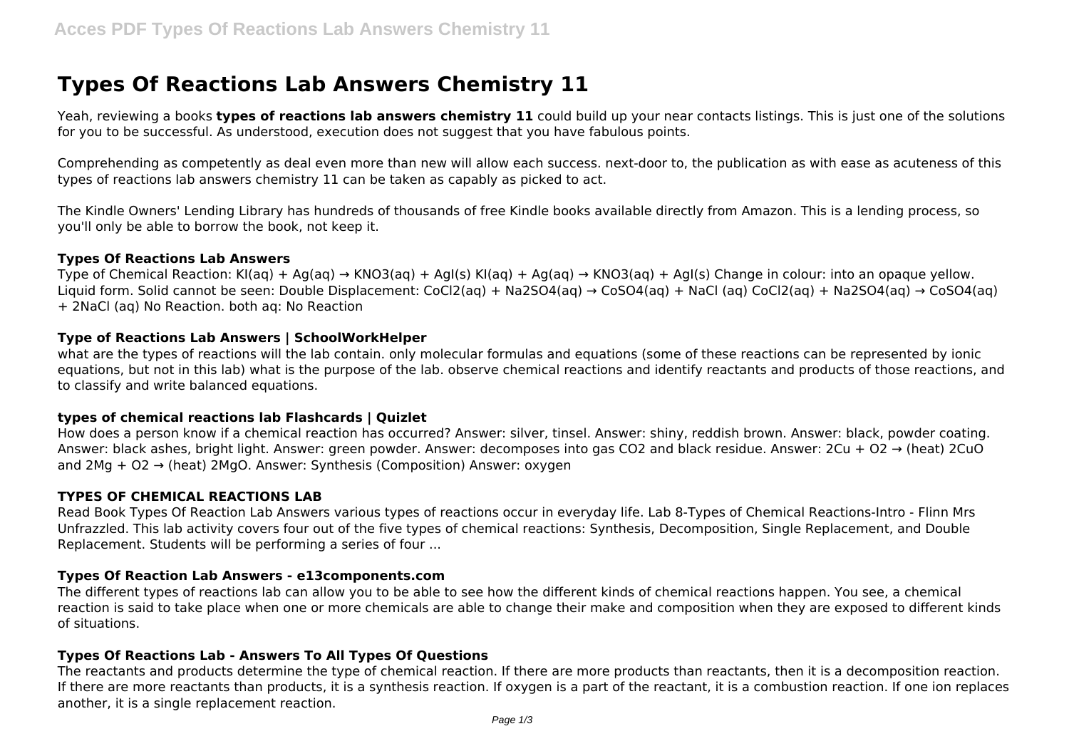# Types Of Reactions Lab Answers Chemistry 11

Yeah, reviewing a books **types of reactions lab answers chemistry 11** could build up your near contacts listings. This is just one of the solutions for you to be successful. As understood, execution does not suggest that you have fabulous points.

Comprehending as competently as deal even more than new will allow each success. next-door to, the publication as with ease as acuteness of this types of reactions lab answers chemistry 11 can be taken as capably as picked to act.

The Kindle Owners' Lending Library has hundreds of thousands of free Kindle books available directly from Amazon. This is a lending process, so you'll only be able to borrow the book, not keep it.

### Types Of Reactions Lab Answers

Type of Chemical Reaction: $KI(aq) + Ag(aq) \rightarrow KNO_3(aq) + AgI(s)$ $KI(aq) + Ag(aq) \rightarrow KNO_3(aq) + AgI(s)$ Change in colour: into an opaque yellow. Liquid form. Solid cannot be seen: Double Displacement: $CoCl_2(aq) + Na_2SO_4(aq) \rightarrow CoSO_4(aq) + NaCl\ (aq)$ $CoCl_2(aq) + Na_2SO_4(aq) \rightarrow CoSO_4(aq) + 2NaCl\ (aq)$ No Reaction. both aq: No Reaction

### Type of Reactions Lab Answers | SchoolWorkHelper

what are the types of reactions will the lab contain. only molecular formulas and equations (some of these reactions can be represented by ionic equations, but not in this lab) what is the purpose of the lab. observe chemical reactions and identify reactants and products of those reactions, and to classify and write balanced equations.

### types of chemical reactions lab Flashcards | Quizlet

How does a person know if a chemical reaction has occurred? Answer: silver, tinsel. Answer: shiny, reddish brown. Answer: black, powder coating. Answer: black ashes, bright light. Answer: green powder. Answer: decomposes into gas $CO_2$ and black residue. Answer: $2Cu + O_2 \rightarrow$ (heat) $2CuO$ and $2Mg + O_2 \rightarrow$ (heat) $2MgO$. Answer: Synthesis (Composition) Answer: oxygen

### TYPES OF CHEMICAL REACTIONS LAB

Read Book Types Of Reaction Lab Answers various types of reactions occur in everyday life. Lab 8-Types of Chemical Reactions-Intro - Flinn Mrs Unfrazzled. This lab activity covers four out of the five types of chemical reactions: Synthesis, Decomposition, Single Replacement, and Double Replacement. Students will be performing a series of four ...

### Types Of Reaction Lab Answers - e13components.com

The different types of reactions lab can allow you to be able to see how the different kinds of chemical reactions happen. You see, a chemical reaction is said to take place when one or more chemicals are able to change their make and composition when they are exposed to different kinds of situations.

### Types Of Reactions Lab - Answers To All Types Of Questions

The reactants and products determine the type of chemical reaction. If there are more products than reactants, then it is a decomposition reaction. If there are more reactants than products, it is a synthesis reaction. If oxygen is a part of the reactant, it is a combustion reaction. If one ion replaces another, it is a single replacement reaction.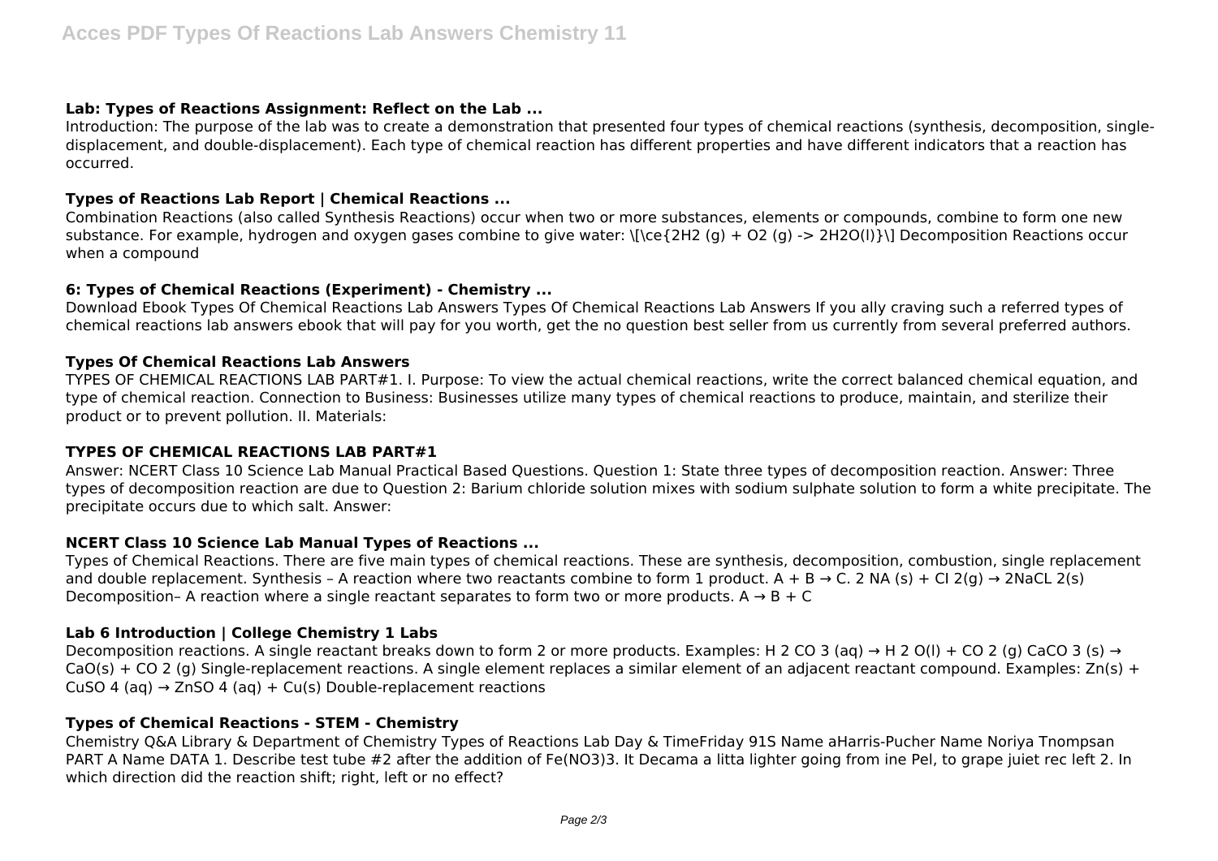### Lab: Types of Reactions Assignment: Reflect on the Lab ...

Introduction: The purpose of the lab was to create a demonstration that presented four types of chemical reactions (synthesis, decomposition, single-displacement, and double-displacement). Each type of chemical reaction has different properties and have different indicators that a reaction has occurred.

### Types of Reactions Lab Report | Chemical Reactions ...

Combination Reactions (also called Synthesis Reactions) occur when two or more substances, elements or compounds, combine to form one new substance. For example, hydrogen and oxygen gases combine to give water: \[\ce{2H2 (g) + O2 (g) -> 2H2O(l)}\] Decomposition Reactions occur when a compound

### 6: Types of Chemical Reactions (Experiment) - Chemistry ...

Download Ebook Types Of Chemical Reactions Lab Answers Types Of Chemical Reactions Lab Answers If you ally craving such a referred types of chemical reactions lab answers ebook that will pay for you worth, get the no question best seller from us currently from several preferred authors.

### Types Of Chemical Reactions Lab Answers

TYPES OF CHEMICAL REACTIONS LAB PART#1. I. Purpose: To view the actual chemical reactions, write the correct balanced chemical equation, and type of chemical reaction. Connection to Business: Businesses utilize many types of chemical reactions to produce, maintain, and sterilize their product or to prevent pollution. II. Materials:

### TYPES OF CHEMICAL REACTIONS LAB PART#1

Answer: NCERT Class 10 Science Lab Manual Practical Based Questions. Question 1: State three types of decomposition reaction. Answer: Three types of decomposition reaction are due to Question 2: Barium chloride solution mixes with sodium sulphate solution to form a white precipitate. The precipitate occurs due to which salt. Answer:

### NCERT Class 10 Science Lab Manual Types of Reactions ...

Types of Chemical Reactions. There are five main types of chemical reactions. These are synthesis, decomposition, combustion, single replacement and double replacement. Synthesis – A reaction where two reactants combine to form 1 product. $A + B \rightarrow C$. 2 NA (s) + CI 2(g) → 2NaCL 2(s) Decomposition– A reaction where a single reactant separates to form two or more products. $A \rightarrow B + C$

### Lab 6 Introduction | College Chemistry 1 Labs

Decomposition reactions. A single reactant breaks down to form 2 or more products. Examples: $H_2CO_3 (aq) \rightarrow H_2O(l) + CO_2 (g)$ $CaCO_3 (s) \rightarrow CaO(s) + CO_2 (g)$ Single-replacement reactions. A single element replaces a similar element of an adjacent reactant compound. Examples: $Zn(s) + CuSO_4 (aq) \rightarrow ZnSO_4 (aq) + Cu(s)$ Double-replacement reactions

### Types of Chemical Reactions - STEM - Chemistry

Chemistry Q&A Library & Department of Chemistry Types of Reactions Lab Day & TimeFriday 91S Name aHarris-Pucher Name Noriya Tnompsan PART A Name DATA 1. Describe test tube #2 after the addition of $Fe(NO_3)_3$. It Decama a litta lighter going from ine Pel, to grape juiet rec left 2. In which direction did the reaction shift; right, left or no effect?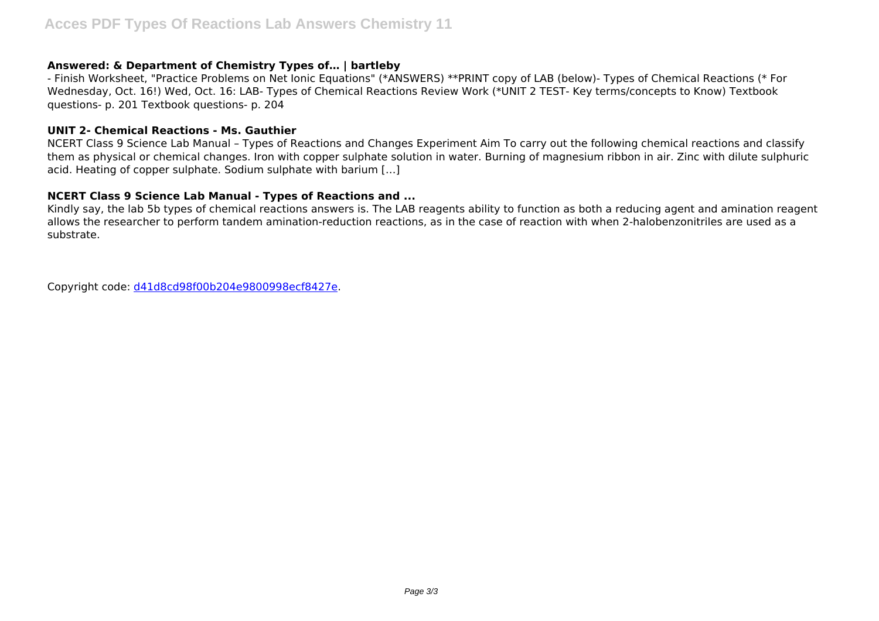**Answered: & Department of Chemistry Types of… | bartleby**

- Finish Worksheet, "Practice Problems on Net Ionic Equations" (*ANSWERS) **PRINT copy of LAB (below)- Types of Chemical Reactions (* For Wednesday, Oct. 16!) Wed, Oct. 16: LAB- Types of Chemical Reactions Review Work (*UNIT 2 TEST- Key terms/concepts to Know) Textbook questions- p. 201 Textbook questions- p. 204

**UNIT 2- Chemical Reactions - Ms. Gauthier**

NCERT Class 9 Science Lab Manual – Types of Reactions and Changes Experiment Aim To carry out the following chemical reactions and classify them as physical or chemical changes. Iron with copper sulphate solution in water. Burning of magnesium ribbon in air. Zinc with dilute sulphuric acid. Heating of copper sulphate. Sodium sulphate with barium […]

**NCERT Class 9 Science Lab Manual - Types of Reactions and ...**

Kindly say, the lab 5b types of chemical reactions answers is. The LAB reagents ability to function as both a reducing agent and amination reagent allows the researcher to perform tandem amination-reduction reactions, as in the case of reaction with when 2-halobenzonitriles are used as a substrate.

Copyright code: d41d8cd98f00b204e9800998ecf8427e.